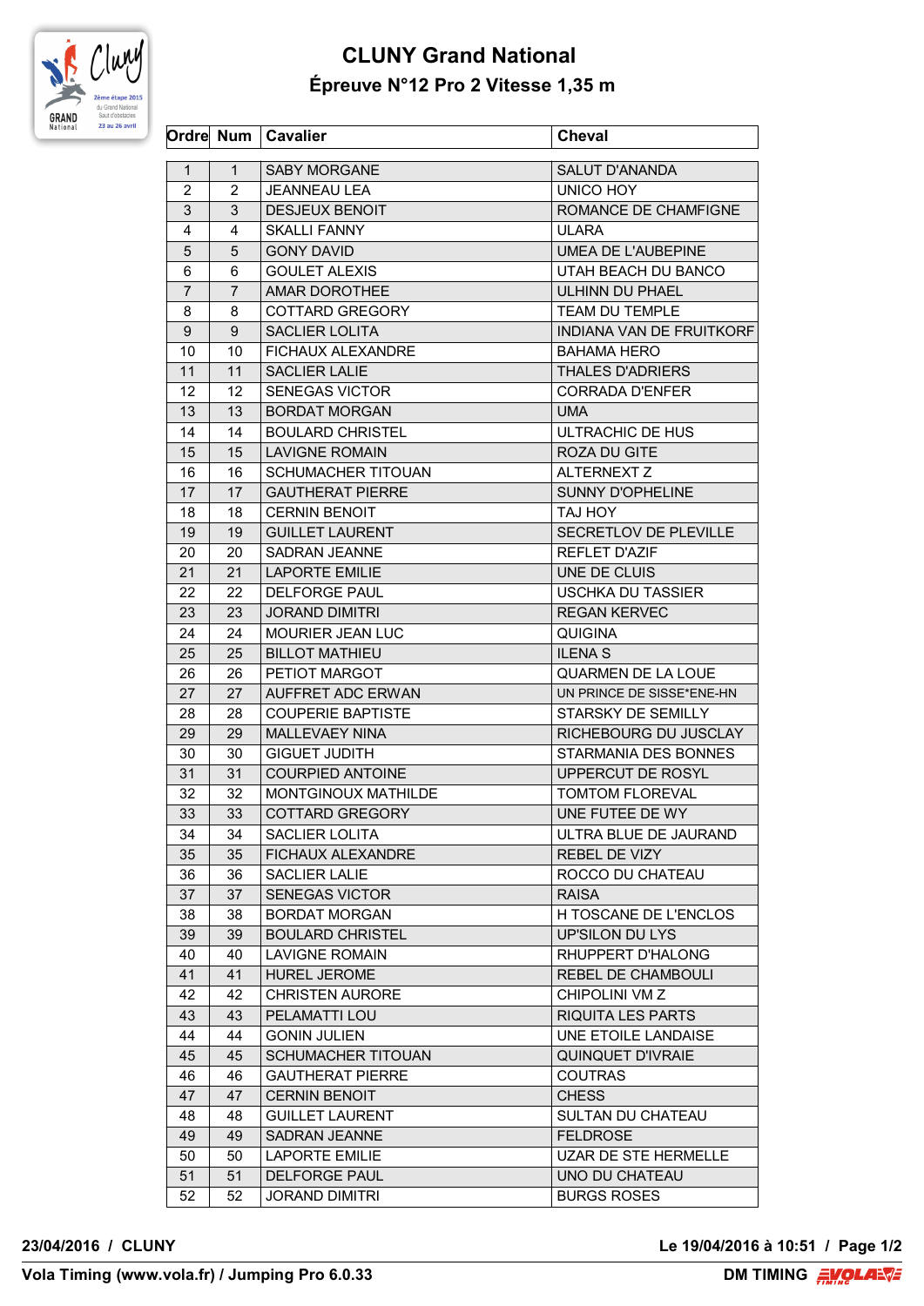# CLUNY Grand National

## Épreuve N°12 Pro 2 Vitesse 1,35 m

| Ordre | Num | Cavalier | Cheval |
|---|---|---|---|
| 1 | 1 | SABY MORGANE | SALUT D'ANANDA |
| 2 | 2 | JEANNEAU LEA | UNICO HOY |
| 3 | 3 | DESJEUX BENOIT | ROMANCE DE CHAMFIGNE |
| 4 | 4 | SKALLI FANNY | ULARA |
| 5 | 5 | GONY DAVID | UMEA DE L'AUBEPINE |
| 6 | 6 | GOULET ALEXIS | UTAH BEACH DU BANCO |
| 7 | 7 | AMAR DOROTHEE | ULHINN DU PHAEL |
| 8 | 8 | COTTARD GREGORY | TEAM DU TEMPLE |
| 9 | 9 | SACLIER LOLITA | INDIANA VAN DE FRUITKORF |
| 10 | 10 | FICHAUX ALEXANDRE | BAHAMA HERO |
| 11 | 11 | SACLIER LALIE | THALES D'ADRIERS |
| 12 | 12 | SENEGAS VICTOR | CORRADA D'ENFER |
| 13 | 13 | BORDAT MORGAN | UMA |
| 14 | 14 | BOULARD CHRISTEL | ULTRACHIC DE HUS |
| 15 | 15 | LAVIGNE ROMAIN | ROZA DU GITE |
| 16 | 16 | SCHUMACHER TITOUAN | ALTERNEXT Z |
| 17 | 17 | GAUTHERAT PIERRE | SUNNY D'OPHELINE |
| 18 | 18 | CERNIN BENOIT | TAJ HOY |
| 19 | 19 | GUILLET LAURENT | SECRETLOV DE PLEVILLE |
| 20 | 20 | SADRAN JEANNE | REFLET D'AZIF |
| 21 | 21 | LAPORTE EMILIE | UNE DE CLUIS |
| 22 | 22 | DELFORGE PAUL | USCHKA DU TASSIER |
| 23 | 23 | JORAND DIMITRI | REGAN KERVEC |
| 24 | 24 | MOURIER JEAN LUC | QUIGINA |
| 25 | 25 | BILLOT MATHIEU | ILENA S |
| 26 | 26 | PETIOT MARGOT | QUARMEN DE LA LOUE |
| 27 | 27 | AUFFRET ADC ERWAN | UN PRINCE DE SISSE*ENE-HN |
| 28 | 28 | COUPERIE BAPTISTE | STARSKY DE SEMILLY |
| 29 | 29 | MALLEVAEY NINA | RICHEBOURG DU JUSCLAY |
| 30 | 30 | GIGUET JUDITH | STARMANIA DES BONNES |
| 31 | 31 | COURPIED ANTOINE | UPPERCUT DE ROSYL |
| 32 | 32 | MONTGINOUX MATHILDE | TOMTOM FLOREVAL |
| 33 | 33 | COTTARD GREGORY | UNE FUTEE DE WY |
| 34 | 34 | SACLIER LOLITA | ULTRA BLUE DE JAURAND |
| 35 | 35 | FICHAUX ALEXANDRE | REBEL DE VIZY |
| 36 | 36 | SACLIER LALIE | ROCCO DU CHATEAU |
| 37 | 37 | SENEGAS VICTOR | RAISA |
| 38 | 38 | BORDAT MORGAN | H TOSCANE DE L'ENCLOS |
| 39 | 39 | BOULARD CHRISTEL | UP'SILON DU LYS |
| 40 | 40 | LAVIGNE ROMAIN | RHUPPERT D'HALONG |
| 41 | 41 | HUREL JEROME | REBEL DE CHAMBOULI |
| 42 | 42 | CHRISTEN AURORE | CHIPOLINI VM Z |
| 43 | 43 | PELAMATTI LOU | RIQUITA LES PARTS |
| 44 | 44 | GONIN JULIEN | UNE ETOILE LANDAISE |
| 45 | 45 | SCHUMACHER TITOUAN | QUINQUET D'IVRAIE |
| 46 | 46 | GAUTHERAT PIERRE | COUTRAS |
| 47 | 47 | CERNIN BENOIT | CHESS |
| 48 | 48 | GUILLET LAURENT | SULTAN DU CHATEAU |
| 49 | 49 | SADRAN JEANNE | FELDROSE |
| 50 | 50 | LAPORTE EMILIE | UZAR DE STE HERMELLE |
| 51 | 51 | DELFORGE PAUL | UNO DU CHATEAU |
| 52 | 52 | JORAND DIMITRI | BURGS ROSES |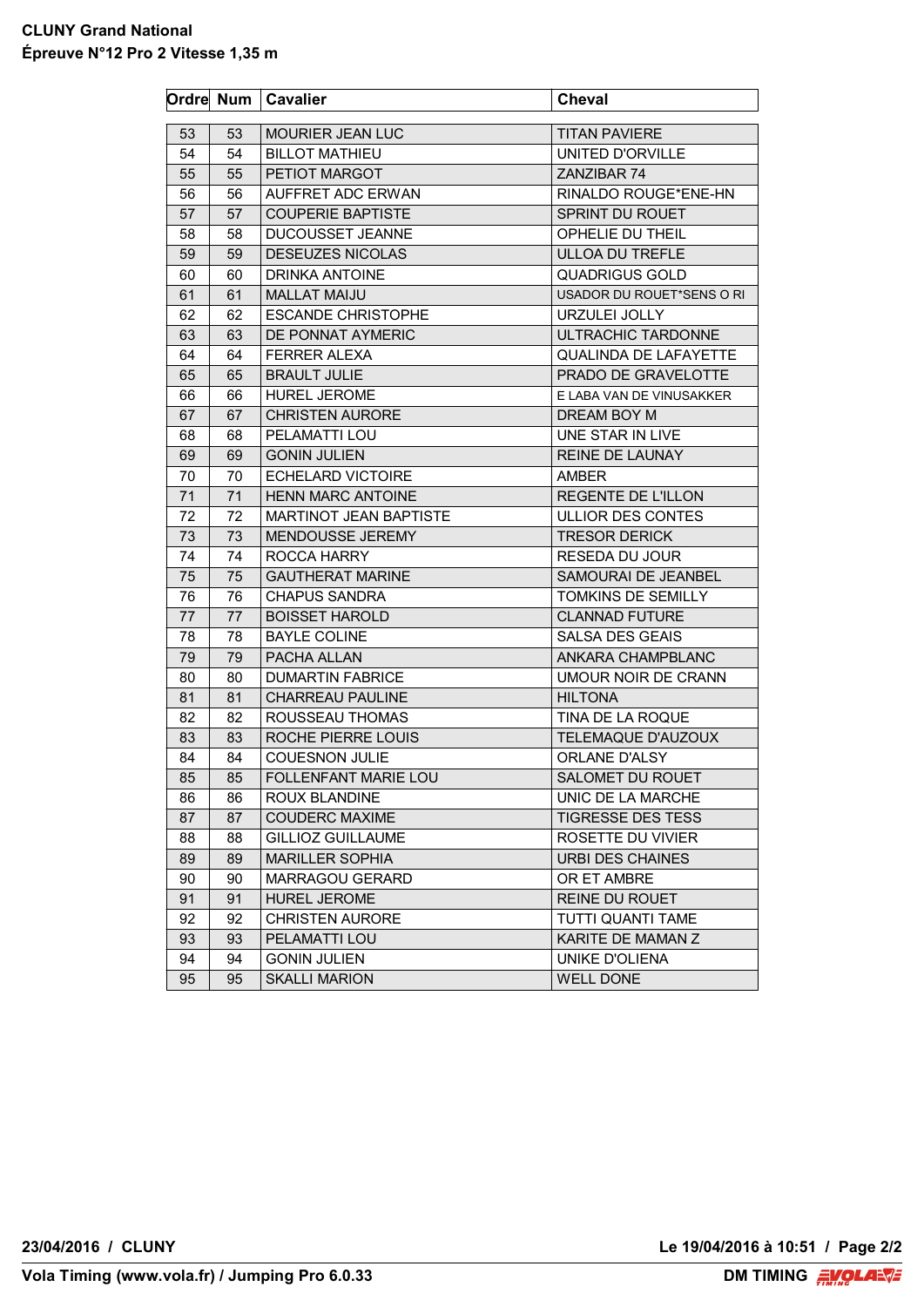**CLUNY Grand National**

**Épreuve N°12 Pro 2 Vitesse 1,35 m**

| Ordre | Num | Cavalier | Cheval |
|---|---|---|---|
| 53 | 53 | MOURIER JEAN LUC | TITAN PAVIERE |
| 54 | 54 | BILLOT MATHIEU | UNITED D'ORVILLE |
| 55 | 55 | PETIOT MARGOT | ZANZIBAR 74 |
| 56 | 56 | AUFFRET ADC ERWAN | RINALDO ROUGE*ENE-HN |
| 57 | 57 | COUPERIE BAPTISTE | SPRINT DU ROUET |
| 58 | 58 | DUCOUSSET JEANNE | OPHELIE DU THEIL |
| 59 | 59 | DESEUZES NICOLAS | ULLOA DU TREFLE |
| 60 | 60 | DRINKA ANTOINE | QUADRIGUS GOLD |
| 61 | 61 | MALLAT MAIJU | USADOR DU ROUET*SENS O RI |
| 62 | 62 | ESCANDE CHRISTOPHE | URZULEI JOLLY |
| 63 | 63 | DE PONNAT AYMERIC | ULTRACHIC TARDONNE |
| 64 | 64 | FERRER ALEXA | QUALINDA DE LAFAYETTE |
| 65 | 65 | BRAULT JULIE | PRADO DE GRAVELOTTE |
| 66 | 66 | HUREL JEROME | E LABA VAN DE VINUSAKKER |
| 67 | 67 | CHRISTEN AURORE | DREAM BOY M |
| 68 | 68 | PELAMATTI LOU | UNE STAR IN LIVE |
| 69 | 69 | GONIN JULIEN | REINE DE LAUNAY |
| 70 | 70 | ECHELARD VICTOIRE | AMBER |
| 71 | 71 | HENN MARC ANTOINE | REGENTE DE L'ILLON |
| 72 | 72 | MARTINOT JEAN BAPTISTE | ULLIOR DES CONTES |
| 73 | 73 | MENDOUSSE JEREMY | TRESOR DERICK |
| 74 | 74 | ROCCA HARRY | RESEDA DU JOUR |
| 75 | 75 | GAUTHERAT MARINE | SAMOURAI DE JEANBEL |
| 76 | 76 | CHAPUS SANDRA | TOMKINS DE SEMILLY |
| 77 | 77 | BOISSET HAROLD | CLANNAD FUTURE |
| 78 | 78 | BAYLE COLINE | SALSA DES GEAIS |
| 79 | 79 | PACHA ALLAN | ANKARA CHAMPBLANC |
| 80 | 80 | DUMARTIN FABRICE | UMOUR NOIR DE CRANN |
| 81 | 81 | CHARREAU PAULINE | HILTONA |
| 82 | 82 | ROUSSEAU THOMAS | TINA DE LA ROQUE |
| 83 | 83 | ROCHE PIERRE LOUIS | TELEMAQUE D'AUZOUX |
| 84 | 84 | COUESNON JULIE | ORLANE D'ALSY |
| 85 | 85 | FOLLENFANT MARIE LOU | SALOMET DU ROUET |
| 86 | 86 | ROUX BLANDINE | UNIC DE LA MARCHE |
| 87 | 87 | COUDERC MAXIME | TIGRESSE DES TESS |
| 88 | 88 | GILLIOZ GUILLAUME | ROSETTE DU VIVIER |
| 89 | 89 | MARILLER SOPHIA | URBI DES CHAINES |
| 90 | 90 | MARRAGOU GERARD | OR ET AMBRE |
| 91 | 91 | HUREL JEROME | REINE DU ROUET |
| 92 | 92 | CHRISTEN AURORE | TUTTI QUANTI TAME |
| 93 | 93 | PELAMATTI LOU | KARITE DE MAMAN Z |
| 94 | 94 | GONIN JULIEN | UNIKE D'OLIENA |
| 95 | 95 | SKALLI MARION | WELL DONE |